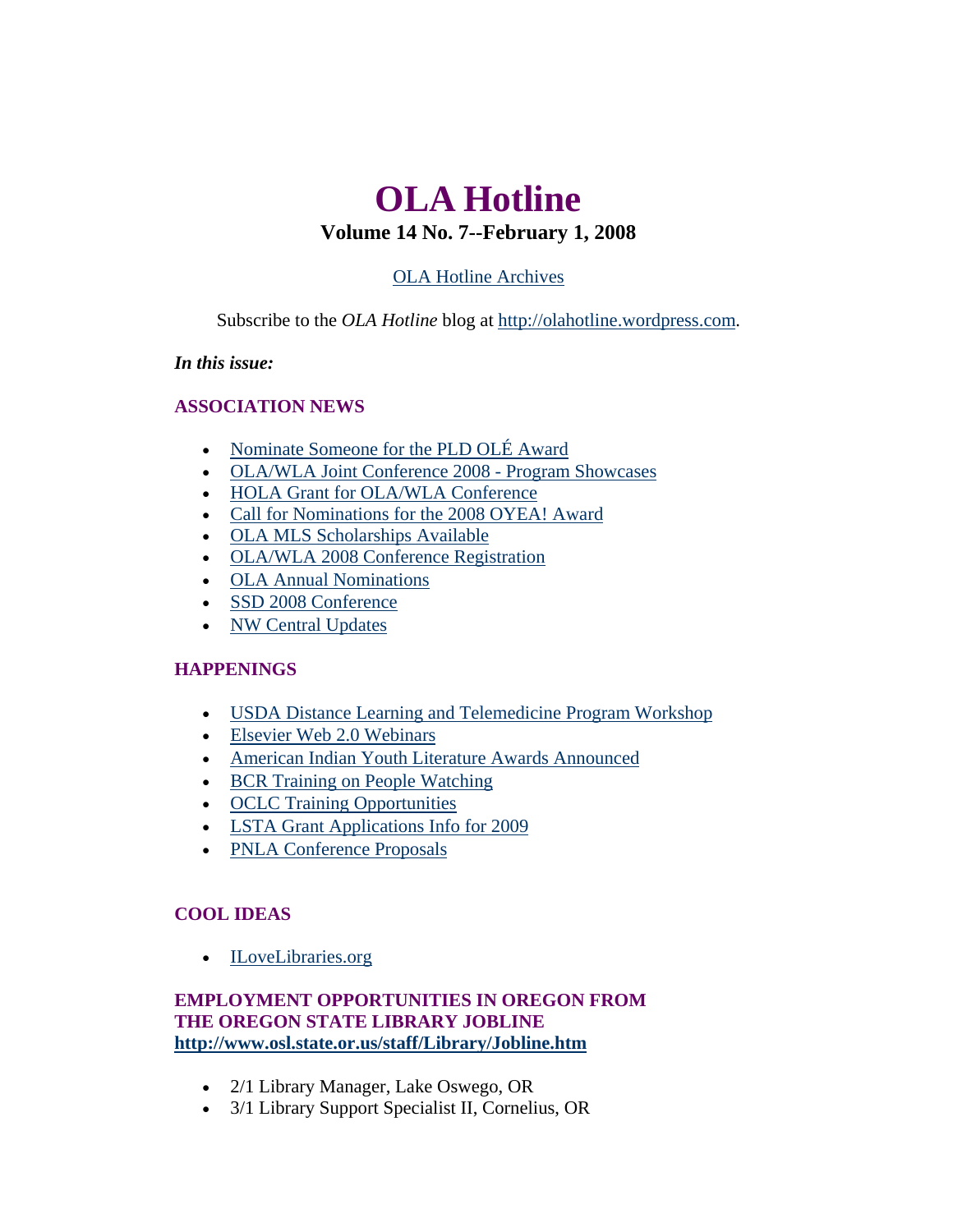# OLA Hotline

## Volume 14 No. 7--February 1, 2008

[OLA Hotline Archives](#)

Subscribe to the *OLA Hotline* blog at [http://olahotline.wordpress.com](http://olahotline.wordpress.com).

***In this issue:***

### ASSOCIATION NEWS

- Nominate Someone for the PLD OLÉ Award
- OLA/WLA Joint Conference 2008 - Program Showcases
- HOLA Grant for OLA/WLA Conference
- Call for Nominations for the 2008 OYEA! Award
- OLA MLS Scholarships Available
- OLA/WLA 2008 Conference Registration
- OLA Annual Nominations
- SSD 2008 Conference
- NW Central Updates

### HAPPENINGS

- USDA Distance Learning and Telemedicine Program Workshop
- Elsevier Web 2.0 Webinars
- American Indian Youth Literature Awards Announced
- BCR Training on People Watching
- OCLC Training Opportunities
- LSTA Grant Applications Info for 2009
- PNLA Conference Proposals

### COOL IDEAS

- ILoveLibraries.org

### EMPLOYMENT OPPORTUNITIES IN OREGON FROM THE OREGON STATE LIBRARY JOBLINE
**[http://www.osl.state.or.us/staff/Library/Jobline.htm](http://www.osl.state.or.us/staff/Library/Jobline.htm)**

- 2/1 Library Manager, Lake Oswego, OR
- 3/1 Library Support Specialist II, Cornelius, OR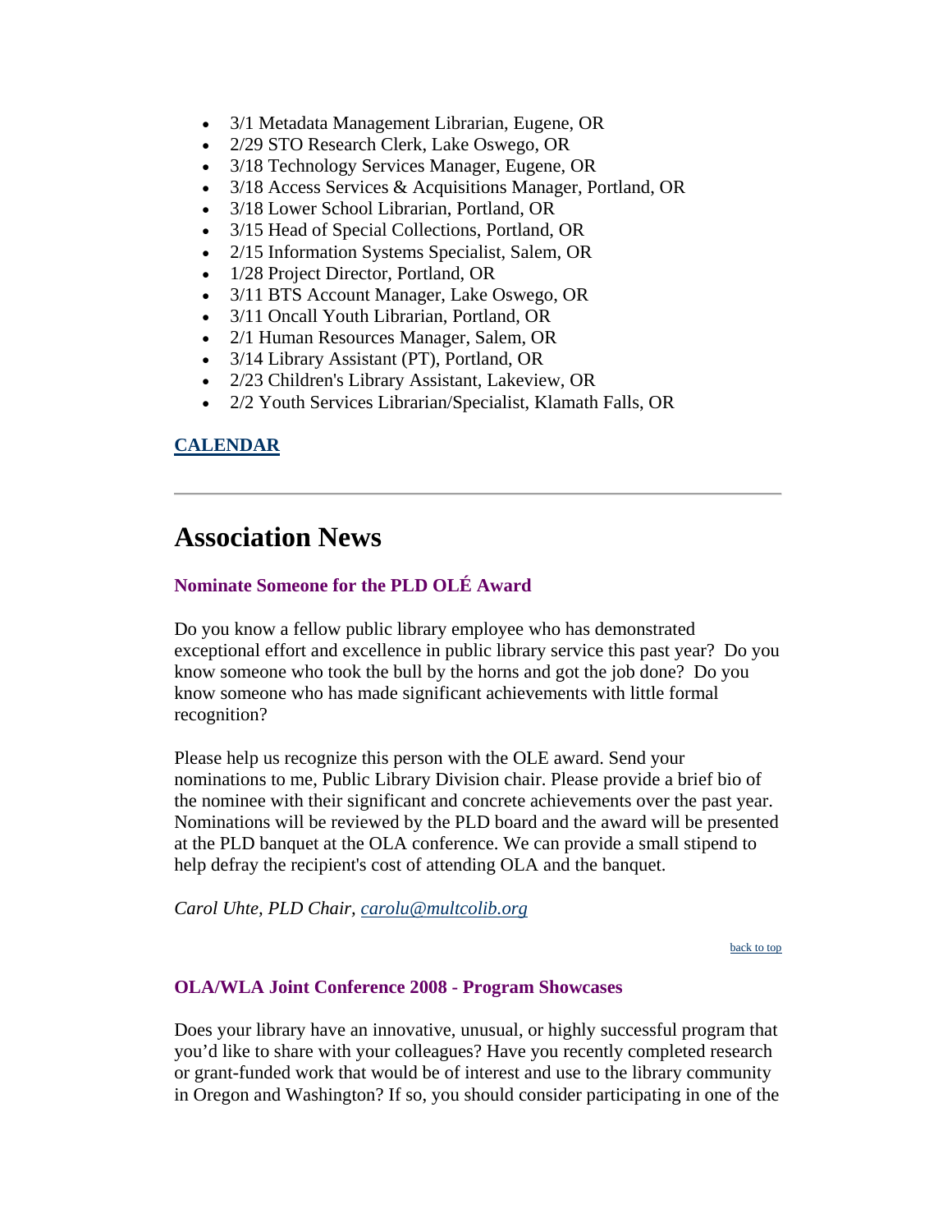- 3/1 Metadata Management Librarian, Eugene, OR
- 2/29 STO Research Clerk, Lake Oswego, OR
- 3/18 Technology Services Manager, Eugene, OR
- 3/18 Access Services & Acquisitions Manager, Portland, OR
- 3/18 Lower School Librarian, Portland, OR
- 3/15 Head of Special Collections, Portland, OR
- 2/15 Information Systems Specialist, Salem, OR
- 1/28 Project Director, Portland, OR
- 3/11 BTS Account Manager, Lake Oswego, OR
- 3/11 Oncall Youth Librarian, Portland, OR
- 2/1 Human Resources Manager, Salem, OR
- 3/14 Library Assistant (PT), Portland, OR
- 2/23 Children's Library Assistant, Lakeview, OR
- 2/2 Youth Services Librarian/Specialist, Klamath Falls, OR

**CALENDAR**

---

# Association News

### Nominate Someone for the PLD OLÉ Award

Do you know a fellow public library employee who has demonstrated exceptional effort and excellence in public library service this past year? Do you know someone who took the bull by the horns and got the job done? Do you know someone who has made significant achievements with little formal recognition?

Please help us recognize this person with the OLE award. Send your nominations to me, Public Library Division chair. Please provide a brief bio of the nominee with their significant and concrete achievements over the past year. Nominations will be reviewed by the PLD board and the award will be presented at the PLD banquet at the OLA conference. We can provide a small stipend to help defray the recipient's cost of attending OLA and the banquet.

*Carol Uhte, PLD Chair, carolu@multcolib.org*

back to top

### OLA/WLA Joint Conference 2008 - Program Showcases

Does your library have an innovative, unusual, or highly successful program that you'd like to share with your colleagues? Have you recently completed research or grant-funded work that would be of interest and use to the library community in Oregon and Washington? If so, you should consider participating in one of the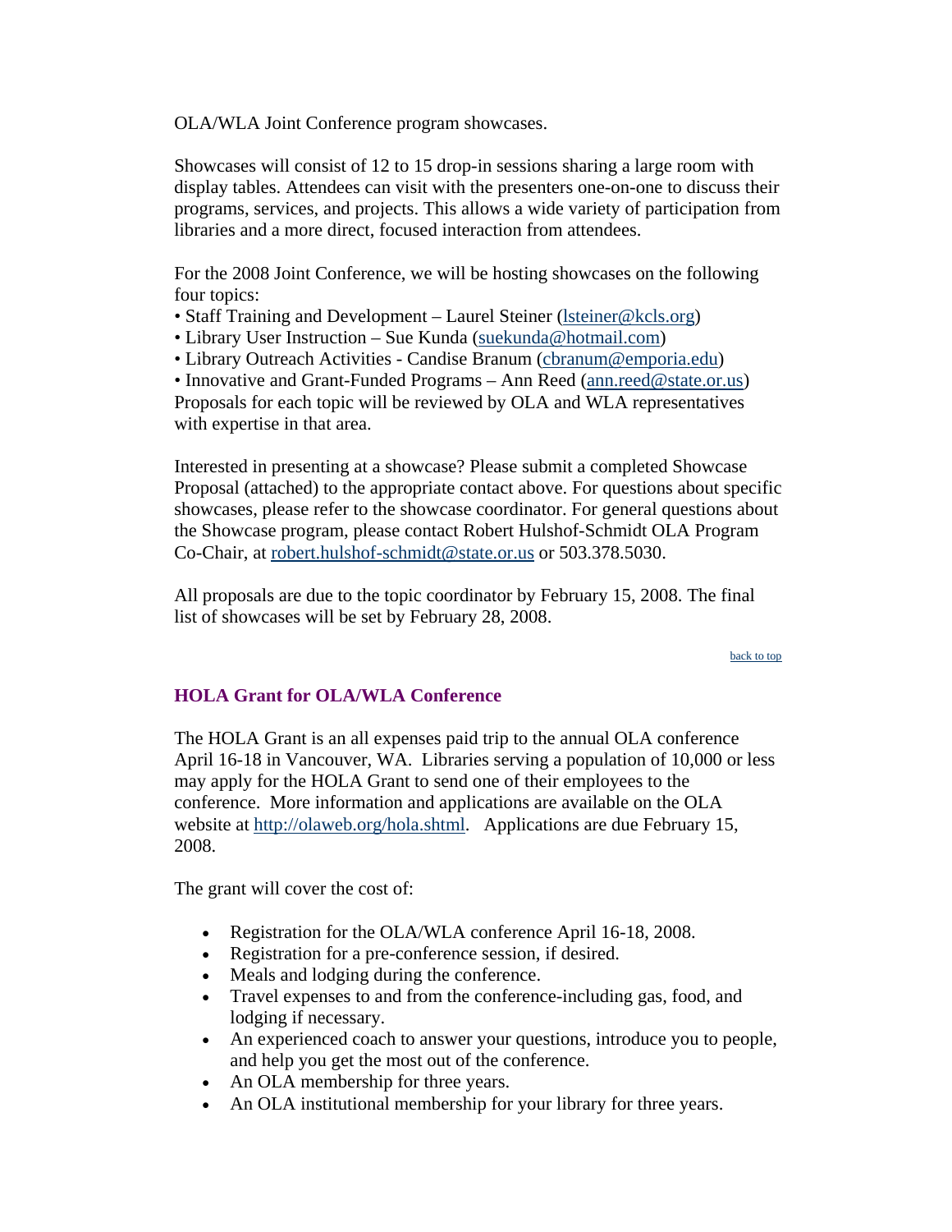OLA/WLA Joint Conference program showcases.

Showcases will consist of 12 to 15 drop-in sessions sharing a large room with display tables. Attendees can visit with the presenters one-on-one to discuss their programs, services, and projects. This allows a wide variety of participation from libraries and a more direct, focused interaction from attendees.

For the 2008 Joint Conference, we will be hosting showcases on the following four topics:

- Staff Training and Development – Laurel Steiner (lsteiner@kcls.org)
- Library User Instruction – Sue Kunda (suekunda@hotmail.com)
- Library Outreach Activities - Candise Branum (cbranum@emporia.edu)
- Innovative and Grant-Funded Programs – Ann Reed (ann.reed@state.or.us)

Proposals for each topic will be reviewed by OLA and WLA representatives with expertise in that area.

Interested in presenting at a showcase? Please submit a completed Showcase Proposal (attached) to the appropriate contact above. For questions about specific showcases, please refer to the showcase coordinator. For general questions about the Showcase program, please contact Robert Hulshof-Schmidt OLA Program Co-Chair, at robert.hulshof-schmidt@state.or.us or 503.378.5030.

All proposals are due to the topic coordinator by February 15, 2008. The final list of showcases will be set by February 28, 2008.

back to top

## HOLA Grant for OLA/WLA Conference

The HOLA Grant is an all expenses paid trip to the annual OLA conference April 16-18 in Vancouver, WA. Libraries serving a population of 10,000 or less may apply for the HOLA Grant to send one of their employees to the conference. More information and applications are available on the OLA website at http://olaweb.org/hola.shtml. Applications are due February 15, 2008.

The grant will cover the cost of:

- Registration for the OLA/WLA conference April 16-18, 2008.
- Registration for a pre-conference session, if desired.
- Meals and lodging during the conference.
- Travel expenses to and from the conference-including gas, food, and lodging if necessary.
- An experienced coach to answer your questions, introduce you to people, and help you get the most out of the conference.
- An OLA membership for three years.
- An OLA institutional membership for your library for three years.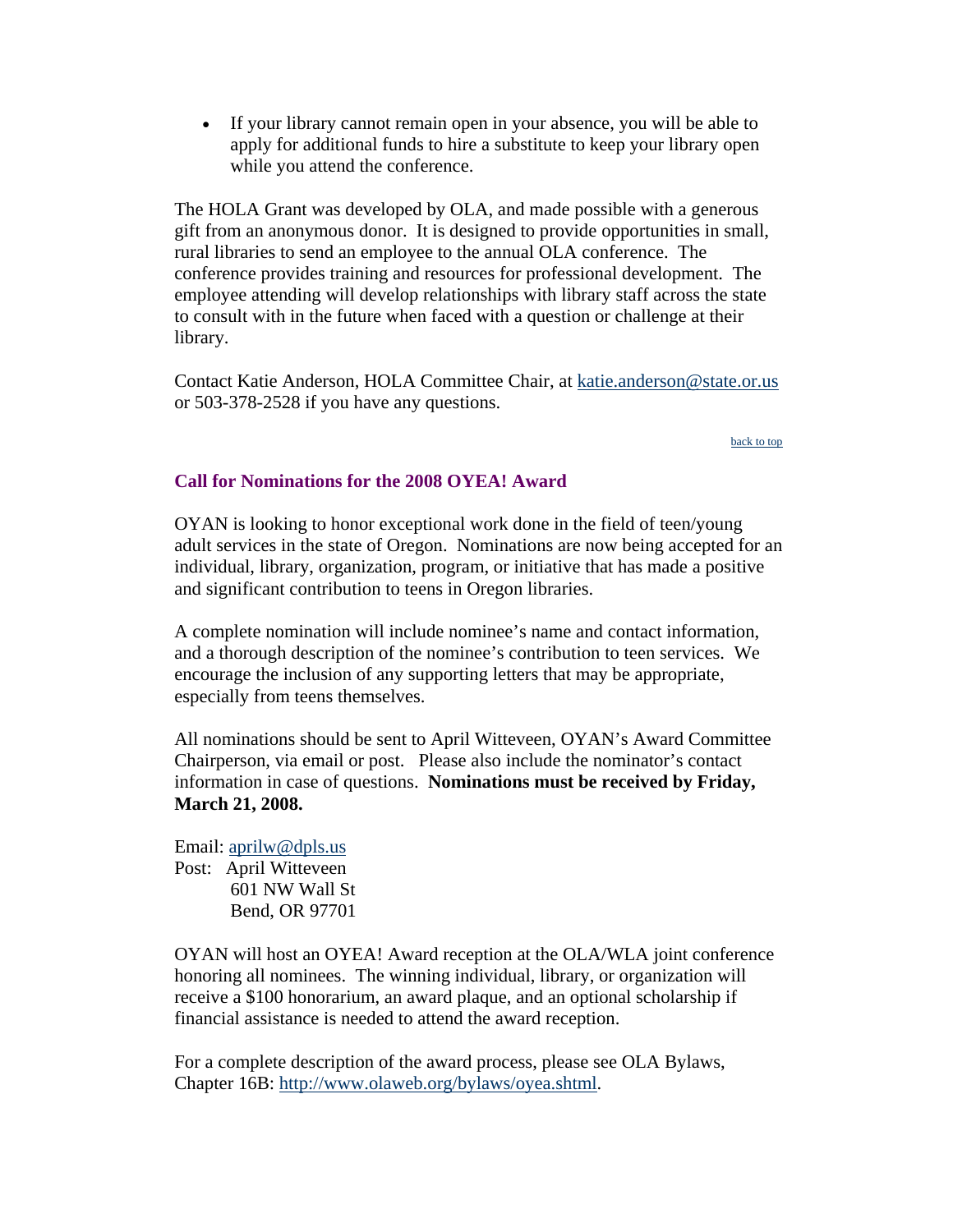- If your library cannot remain open in your absence, you will be able to apply for additional funds to hire a substitute to keep your library open while you attend the conference.

The HOLA Grant was developed by OLA, and made possible with a generous gift from an anonymous donor. It is designed to provide opportunities in small, rural libraries to send an employee to the annual OLA conference. The conference provides training and resources for professional development. The employee attending will develop relationships with library staff across the state to consult with in the future when faced with a question or challenge at their library.

Contact Katie Anderson, HOLA Committee Chair, at katie.anderson@state.or.us or 503-378-2528 if you have any questions.

back to top

## Call for Nominations for the 2008 OYEA! Award

OYAN is looking to honor exceptional work done in the field of teen/young adult services in the state of Oregon. Nominations are now being accepted for an individual, library, organization, program, or initiative that has made a positive and significant contribution to teens in Oregon libraries.

A complete nomination will include nominee's name and contact information, and a thorough description of the nominee's contribution to teen services. We encourage the inclusion of any supporting letters that may be appropriate, especially from teens themselves.

All nominations should be sent to April Witteveen, OYAN's Award Committee Chairperson, via email or post. Please also include the nominator's contact information in case of questions. **Nominations must be received by Friday, March 21, 2008.**

Email: aprilw@dpls.us
Post: April Witteveen
601 NW Wall St
Bend, OR 97701

OYAN will host an OYEA! Award reception at the OLA/WLA joint conference honoring all nominees. The winning individual, library, or organization will receive a $100 honorarium, an award plaque, and an optional scholarship if financial assistance is needed to attend the award reception.

For a complete description of the award process, please see OLA Bylaws, Chapter 16B: http://www.olaweb.org/bylaws/oyea.shtml.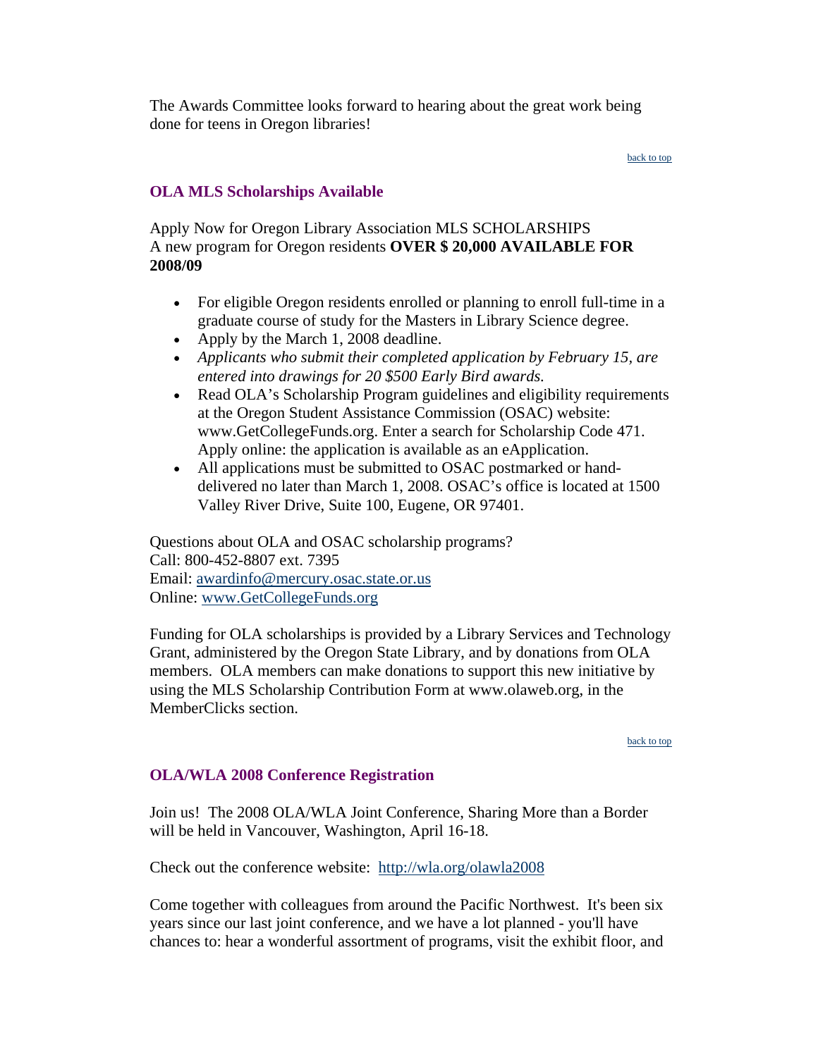The Awards Committee looks forward to hearing about the great work being done for teens in Oregon libraries!

back to top

### OLA MLS Scholarships Available

Apply Now for Oregon Library Association MLS SCHOLARSHIPS
A new program for Oregon residents **OVER $ 20,000 AVAILABLE FOR 2008/09**

- For eligible Oregon residents enrolled or planning to enroll full-time in a graduate course of study for the Masters in Library Science degree.
- Apply by the March 1, 2008 deadline.
- *Applicants who submit their completed application by February 15, are entered into drawings for 20 $500 Early Bird awards.*
- Read OLA's Scholarship Program guidelines and eligibility requirements at the Oregon Student Assistance Commission (OSAC) website: www.GetCollegeFunds.org. Enter a search for Scholarship Code 471. Apply online: the application is available as an eApplication.
- All applications must be submitted to OSAC postmarked or hand-delivered no later than March 1, 2008. OSAC's office is located at 1500 Valley River Drive, Suite 100, Eugene, OR 97401.

Questions about OLA and OSAC scholarship programs?
Call: 800-452-8807 ext. 7395
Email: awardinfo@mercury.osac.state.or.us
Online: www.GetCollegeFunds.org

Funding for OLA scholarships is provided by a Library Services and Technology Grant, administered by the Oregon State Library, and by donations from OLA members. OLA members can make donations to support this new initiative by using the MLS Scholarship Contribution Form at www.olaweb.org, in the MemberClicks section.

back to top

### OLA/WLA 2008 Conference Registration

Join us! The 2008 OLA/WLA Joint Conference, Sharing More than a Border will be held in Vancouver, Washington, April 16-18.

Check out the conference website: http://wla.org/olawla2008

Come together with colleagues from around the Pacific Northwest. It's been six years since our last joint conference, and we have a lot planned - you'll have chances to: hear a wonderful assortment of programs, visit the exhibit floor, and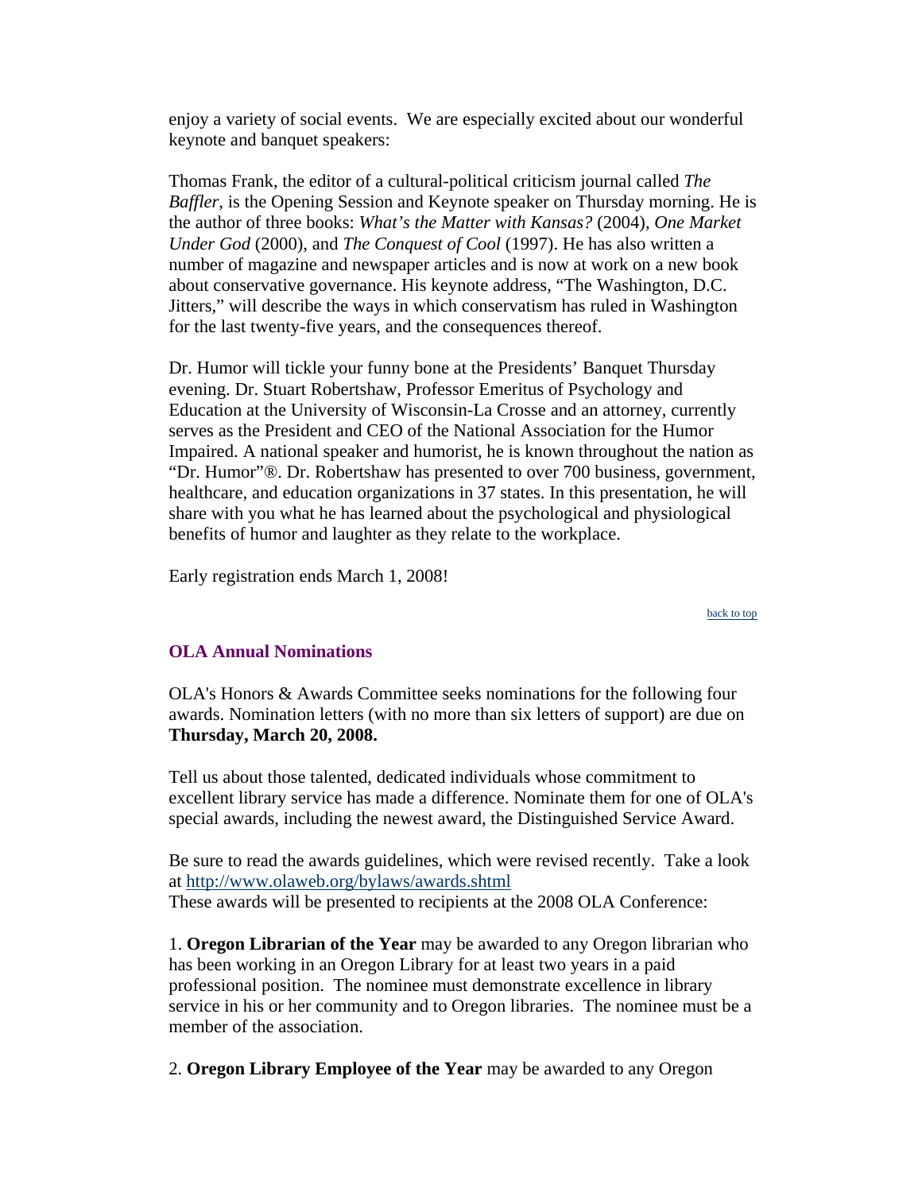enjoy a variety of social events. We are especially excited about our wonderful keynote and banquet speakers:

Thomas Frank, the editor of a cultural-political criticism journal called *The Baffler*, is the Opening Session and Keynote speaker on Thursday morning. He is the author of three books: *What's the Matter with Kansas?* (2004), *One Market Under God* (2000), and *The Conquest of Cool* (1997). He has also written a number of magazine and newspaper articles and is now at work on a new book about conservative governance. His keynote address, "The Washington, D.C. Jitters," will describe the ways in which conservatism has ruled in Washington for the last twenty-five years, and the consequences thereof.

Dr. Humor will tickle your funny bone at the Presidents' Banquet Thursday evening. Dr. Stuart Robertshaw, Professor Emeritus of Psychology and Education at the University of Wisconsin-La Crosse and an attorney, currently serves as the President and CEO of the National Association for the Humor Impaired. A national speaker and humorist, he is known throughout the nation as "Dr. Humor"®. Dr. Robertshaw has presented to over 700 business, government, healthcare, and education organizations in 37 states. In this presentation, he will share with you what he has learned about the psychological and physiological benefits of humor and laughter as they relate to the workplace.

Early registration ends March 1, 2008!

back to top

### OLA Annual Nominations

OLA's Honors & Awards Committee seeks nominations for the following four awards. Nomination letters (with no more than six letters of support) are due on **Thursday, March 20, 2008.**

Tell us about those talented, dedicated individuals whose commitment to excellent library service has made a difference. Nominate them for one of OLA's special awards, including the newest award, the Distinguished Service Award.

Be sure to read the awards guidelines, which were revised recently. Take a look at http://www.olaweb.org/bylaws/awards.shtml
These awards will be presented to recipients at the 2008 OLA Conference:

1. **Oregon Librarian of the Year** may be awarded to any Oregon librarian who has been working in an Oregon Library for at least two years in a paid professional position. The nominee must demonstrate excellence in library service in his or her community and to Oregon libraries. The nominee must be a member of the association.

2. **Oregon Library Employee of the Year** may be awarded to any Oregon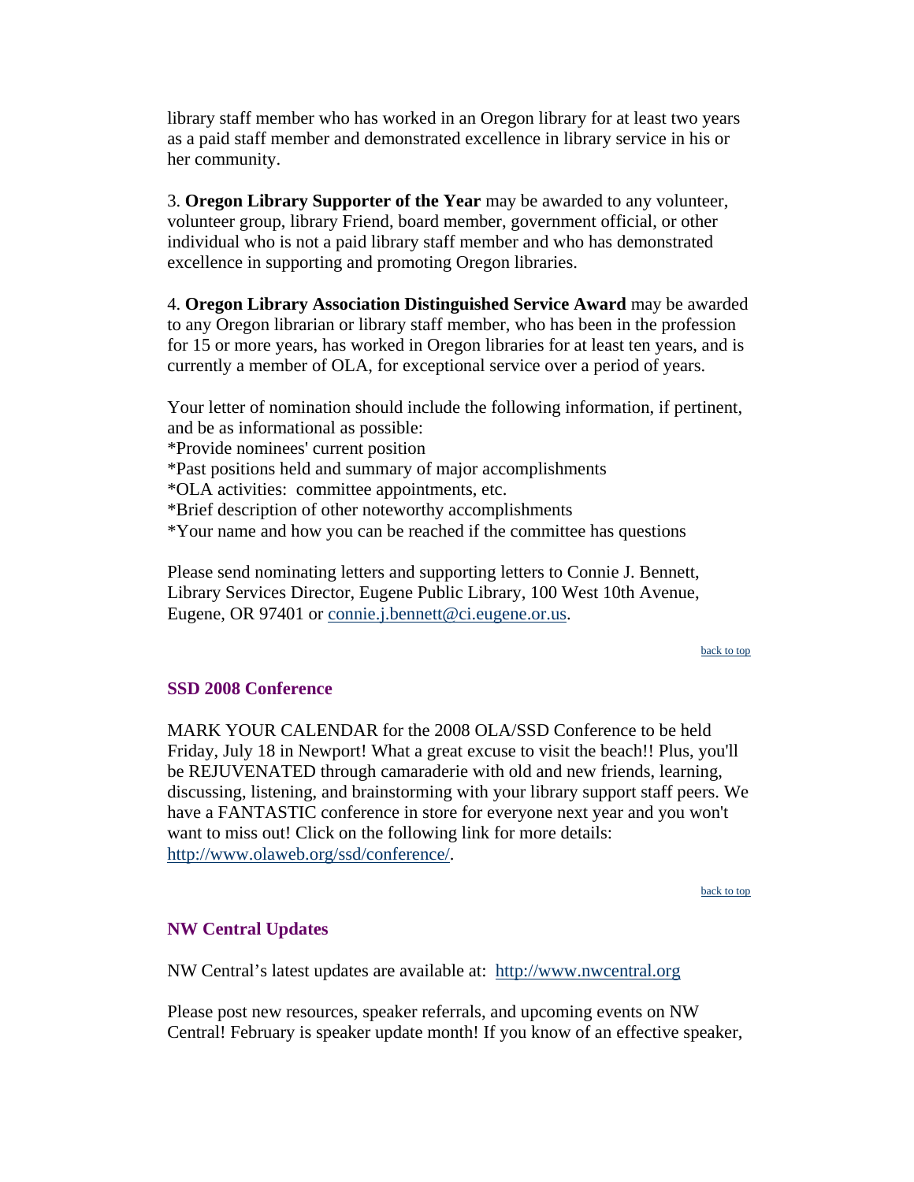library staff member who has worked in an Oregon library for at least two years as a paid staff member and demonstrated excellence in library service in his or her community.

3. **Oregon Library Supporter of the Year** may be awarded to any volunteer, volunteer group, library Friend, board member, government official, or other individual who is not a paid library staff member and who has demonstrated excellence in supporting and promoting Oregon libraries.

4. **Oregon Library Association Distinguished Service Award** may be awarded to any Oregon librarian or library staff member, who has been in the profession for 15 or more years, has worked in Oregon libraries for at least ten years, and is currently a member of OLA, for exceptional service over a period of years.

Your letter of nomination should include the following information, if pertinent, and be as informational as possible:
*Provide nominees' current position
*Past positions held and summary of major accomplishments
*OLA activities: committee appointments, etc.
*Brief description of other noteworthy accomplishments
*Your name and how you can be reached if the committee has questions

Please send nominating letters and supporting letters to Connie J. Bennett, Library Services Director, Eugene Public Library, 100 West 10th Avenue, Eugene, OR 97401 or connie.j.bennett@ci.eugene.or.us.

back to top

### SSD 2008 Conference

MARK YOUR CALENDAR for the 2008 OLA/SSD Conference to be held Friday, July 18 in Newport! What a great excuse to visit the beach!! Plus, you'll be REJUVENATED through camaraderie with old and new friends, learning, discussing, listening, and brainstorming with your library support staff peers. We have a FANTASTIC conference in store for everyone next year and you won't want to miss out! Click on the following link for more details: http://www.olaweb.org/ssd/conference/.

back to top

### NW Central Updates

NW Central's latest updates are available at: http://www.nwcentral.org

Please post new resources, speaker referrals, and upcoming events on NW Central! February is speaker update month! If you know of an effective speaker,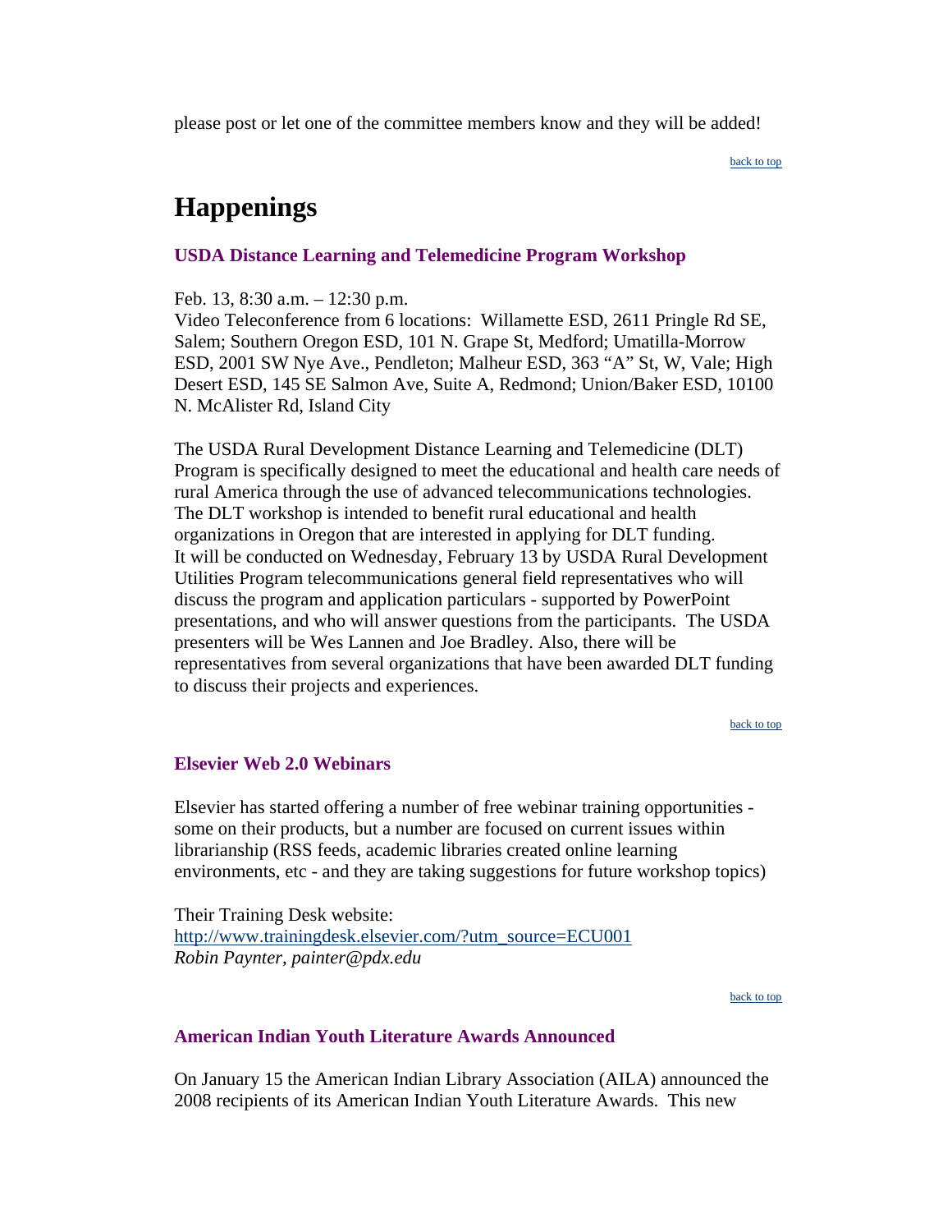please post or let one of the committee members know and they will be added!

back to top

# Happenings

### USDA Distance Learning and Telemedicine Program Workshop

Feb. 13, 8:30 a.m. – 12:30 p.m.
Video Teleconference from 6 locations: Willamette ESD, 2611 Pringle Rd SE, Salem; Southern Oregon ESD, 101 N. Grape St, Medford; Umatilla-Morrow ESD, 2001 SW Nye Ave., Pendleton; Malheur ESD, 363 "A" St, W, Vale; High Desert ESD, 145 SE Salmon Ave, Suite A, Redmond; Union/Baker ESD, 10100 N. McAlister Rd, Island City

The USDA Rural Development Distance Learning and Telemedicine (DLT) Program is specifically designed to meet the educational and health care needs of rural America through the use of advanced telecommunications technologies. The DLT workshop is intended to benefit rural educational and health organizations in Oregon that are interested in applying for DLT funding. It will be conducted on Wednesday, February 13 by USDA Rural Development Utilities Program telecommunications general field representatives who will discuss the program and application particulars - supported by PowerPoint presentations, and who will answer questions from the participants. The USDA presenters will be Wes Lannen and Joe Bradley. Also, there will be representatives from several organizations that have been awarded DLT funding to discuss their projects and experiences.

back to top

### Elsevier Web 2.0 Webinars

Elsevier has started offering a number of free webinar training opportunities - some on their products, but a number are focused on current issues within librarianship (RSS feeds, academic libraries created online learning environments, etc - and they are taking suggestions for future workshop topics)

Their Training Desk website:
http://www.trainingdesk.elsevier.com/?utm_source=ECU001
*Robin Paynter, painter@pdx.edu*

back to top

### American Indian Youth Literature Awards Announced

On January 15 the American Indian Library Association (AILA) announced the 2008 recipients of its American Indian Youth Literature Awards. This new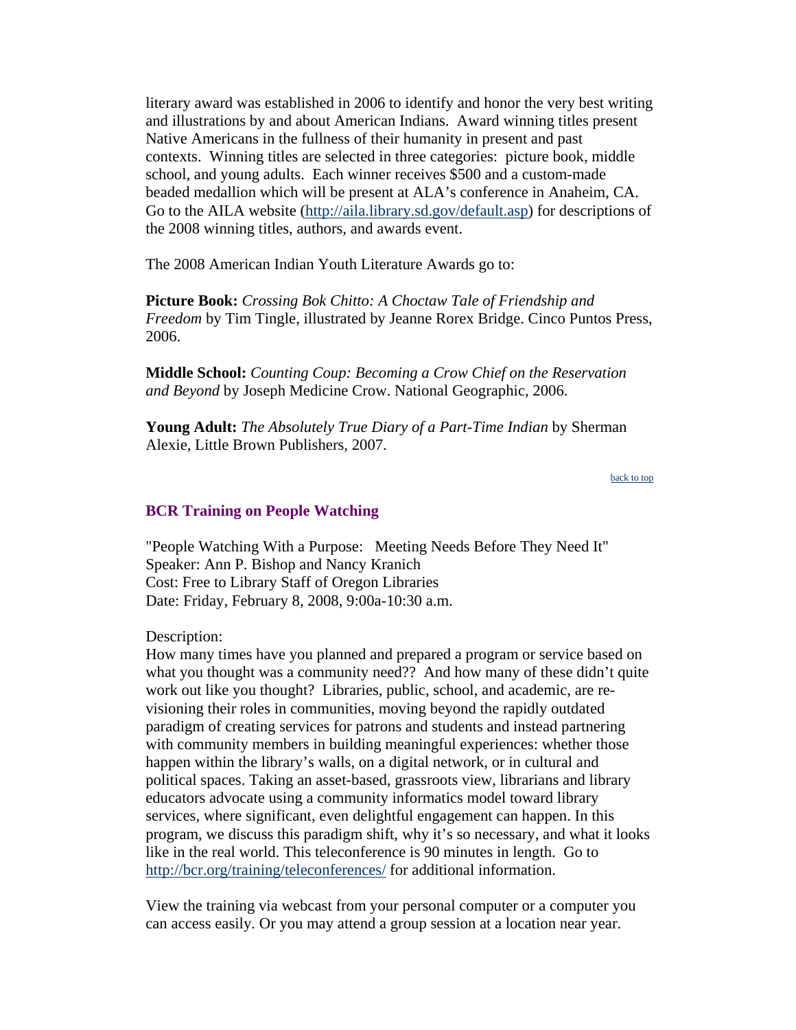literary award was established in 2006 to identify and honor the very best writing and illustrations by and about American Indians. Award winning titles present Native Americans in the fullness of their humanity in present and past contexts. Winning titles are selected in three categories: picture book, middle school, and young adults. Each winner receives $500 and a custom-made beaded medallion which will be present at ALA's conference in Anaheim, CA. Go to the AILA website (http://aila.library.sd.gov/default.asp) for descriptions of the 2008 winning titles, authors, and awards event.

The 2008 American Indian Youth Literature Awards go to:

**Picture Book:** *Crossing Bok Chitto: A Choctaw Tale of Friendship and Freedom* by Tim Tingle, illustrated by Jeanne Rorex Bridge. Cinco Puntos Press, 2006.

**Middle School:** *Counting Coup: Becoming a Crow Chief on the Reservation and Beyond* by Joseph Medicine Crow. National Geographic, 2006.

**Young Adult:** *The Absolutely True Diary of a Part-Time Indian* by Sherman Alexie, Little Brown Publishers, 2007.

back to top

## BCR Training on People Watching

"People Watching With a Purpose: Meeting Needs Before They Need It"
Speaker: Ann P. Bishop and Nancy Kranich
Cost: Free to Library Staff of Oregon Libraries
Date: Friday, February 8, 2008, 9:00a-10:30 a.m.

Description:
How many times have you planned and prepared a program or service based on what you thought was a community need?? And how many of these didn't quite work out like you thought? Libraries, public, school, and academic, are re-visioning their roles in communities, moving beyond the rapidly outdated paradigm of creating services for patrons and students and instead partnering with community members in building meaningful experiences: whether those happen within the library's walls, on a digital network, or in cultural and political spaces. Taking an asset-based, grassroots view, librarians and library educators advocate using a community informatics model toward library services, where significant, even delightful engagement can happen. In this program, we discuss this paradigm shift, why it's so necessary, and what it looks like in the real world. This teleconference is 90 minutes in length. Go to http://bcr.org/training/teleconferences/ for additional information.

View the training via webcast from your personal computer or a computer you can access easily. Or you may attend a group session at a location near year.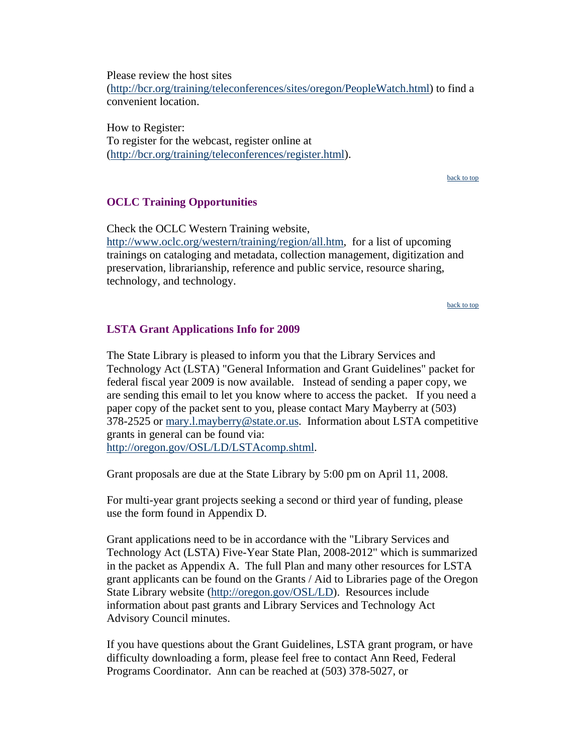Please review the host sites (http://bcr.org/training/teleconferences/sites/oregon/PeopleWatch.html) to find a convenient location.

How to Register:
To register for the webcast, register online at (http://bcr.org/training/teleconferences/register.html).

back to top

### OCLC Training Opportunities

Check the OCLC Western Training website, http://www.oclc.org/western/training/region/all.htm, for a list of upcoming trainings on cataloging and metadata, collection management, digitization and preservation, librarianship, reference and public service, resource sharing, technology, and technology.

back to top

### LSTA Grant Applications Info for 2009

The State Library is pleased to inform you that the Library Services and Technology Act (LSTA) "General Information and Grant Guidelines" packet for federal fiscal year 2009 is now available. Instead of sending a paper copy, we are sending this email to let you know where to access the packet. If you need a paper copy of the packet sent to you, please contact Mary Mayberry at (503) 378-2525 or mary.l.mayberry@state.or.us. Information about LSTA competitive grants in general can be found via: http://oregon.gov/OSL/LD/LSTAcomp.shtml.

Grant proposals are due at the State Library by 5:00 pm on April 11, 2008.

For multi-year grant projects seeking a second or third year of funding, please use the form found in Appendix D.

Grant applications need to be in accordance with the "Library Services and Technology Act (LSTA) Five-Year State Plan, 2008-2012" which is summarized in the packet as Appendix A. The full Plan and many other resources for LSTA grant applicants can be found on the Grants / Aid to Libraries page of the Oregon State Library website (http://oregon.gov/OSL/LD). Resources include information about past grants and Library Services and Technology Act Advisory Council minutes.

If you have questions about the Grant Guidelines, LSTA grant program, or have difficulty downloading a form, please feel free to contact Ann Reed, Federal Programs Coordinator. Ann can be reached at (503) 378-5027, or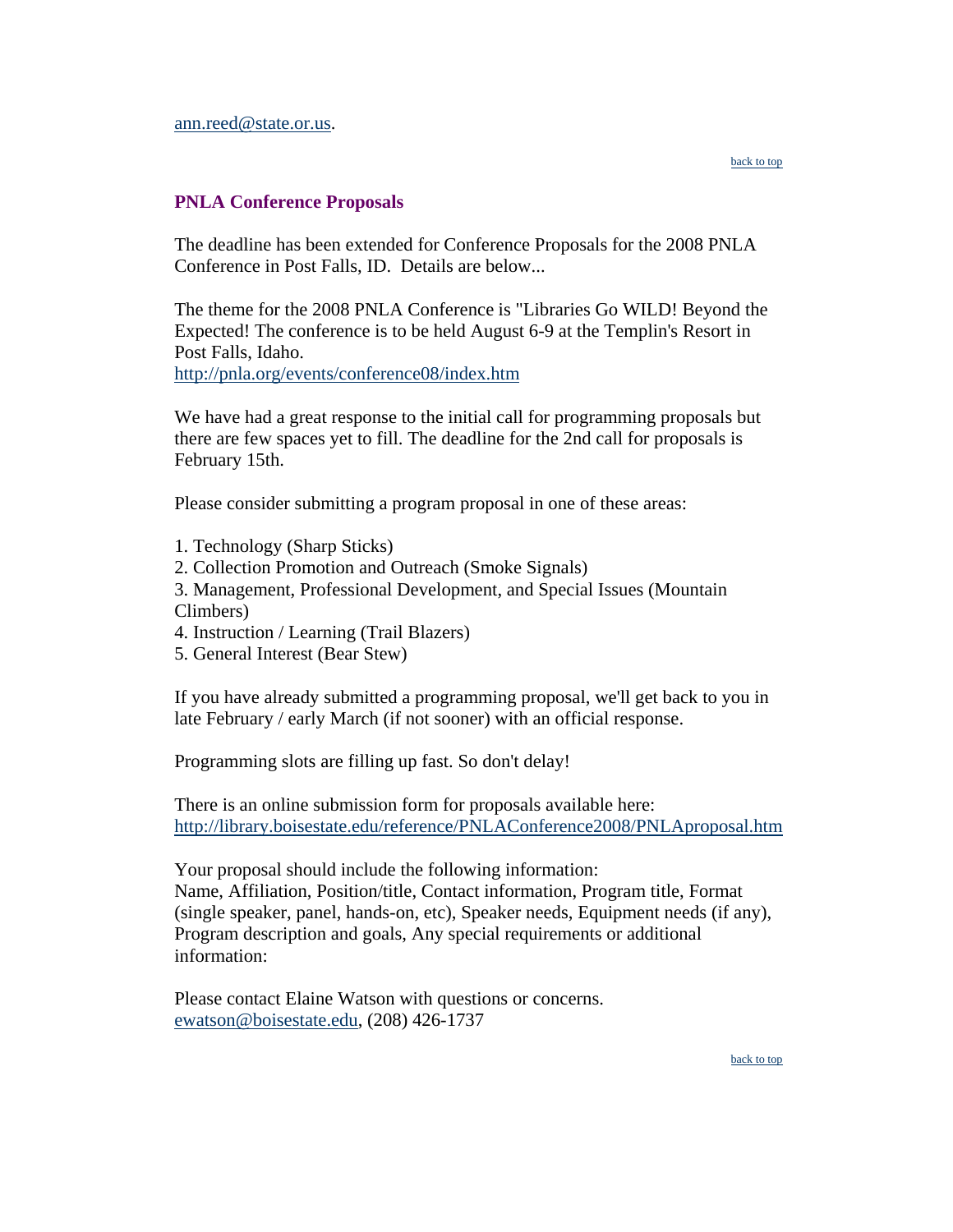ann.reed@state.or.us.

back to top

## PNLA Conference Proposals

The deadline has been extended for Conference Proposals for the 2008 PNLA Conference in Post Falls, ID. Details are below...

The theme for the 2008 PNLA Conference is "Libraries Go WILD! Beyond the Expected! The conference is to be held August 6-9 at the Templin's Resort in Post Falls, Idaho.
http://pnla.org/events/conference08/index.htm

We have had a great response to the initial call for programming proposals but there are few spaces yet to fill. The deadline for the 2nd call for proposals is February 15th.

Please consider submitting a program proposal in one of these areas:

1. Technology (Sharp Sticks)
2. Collection Promotion and Outreach (Smoke Signals)
3. Management, Professional Development, and Special Issues (Mountain Climbers)
4. Instruction / Learning (Trail Blazers)
5. General Interest (Bear Stew)

If you have already submitted a programming proposal, we'll get back to you in late February / early March (if not sooner) with an official response.

Programming slots are filling up fast. So don't delay!

There is an online submission form for proposals available here:
http://library.boisestate.edu/reference/PNLAConference2008/PNLAproposal.htm

Your proposal should include the following information:
Name, Affiliation, Position/title, Contact information, Program title, Format (single speaker, panel, hands-on, etc), Speaker needs, Equipment needs (if any), Program description and goals, Any special requirements or additional information:

Please contact Elaine Watson with questions or concerns.
ewatson@boisestate.edu, (208) 426-1737

back to top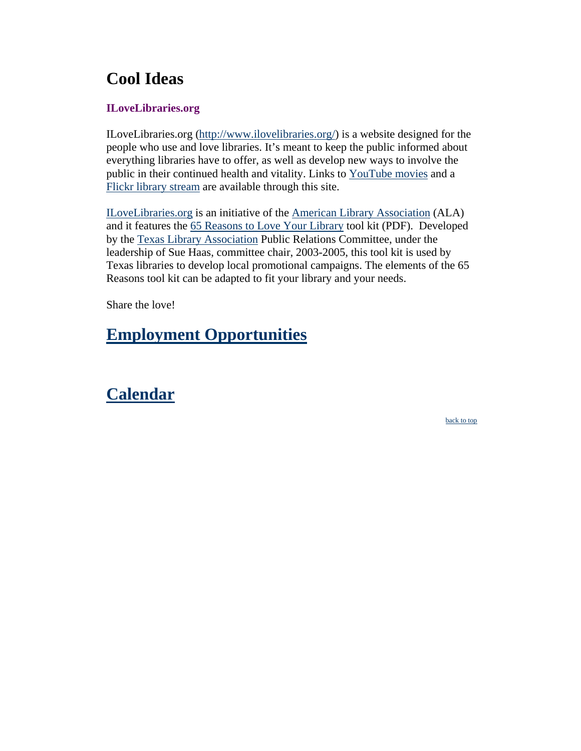# Cool Ideas

### ILoveLibraries.org

ILoveLibraries.org (http://www.ilovelibraries.org/) is a website designed for the people who use and love libraries. It's meant to keep the public informed about everything libraries have to offer, as well as develop new ways to involve the public in their continued health and vitality. Links to YouTube movies and a Flickr library stream are available through this site.

ILoveLibraries.org is an initiative of the American Library Association (ALA) and it features the 65 Reasons to Love Your Library tool kit (PDF). Developed by the Texas Library Association Public Relations Committee, under the leadership of Sue Haas, committee chair, 2003-2005, this tool kit is used by Texas libraries to develop local promotional campaigns. The elements of the 65 Reasons tool kit can be adapted to fit your library and your needs.

Share the love!

# Employment Opportunities

# Calendar

back to top